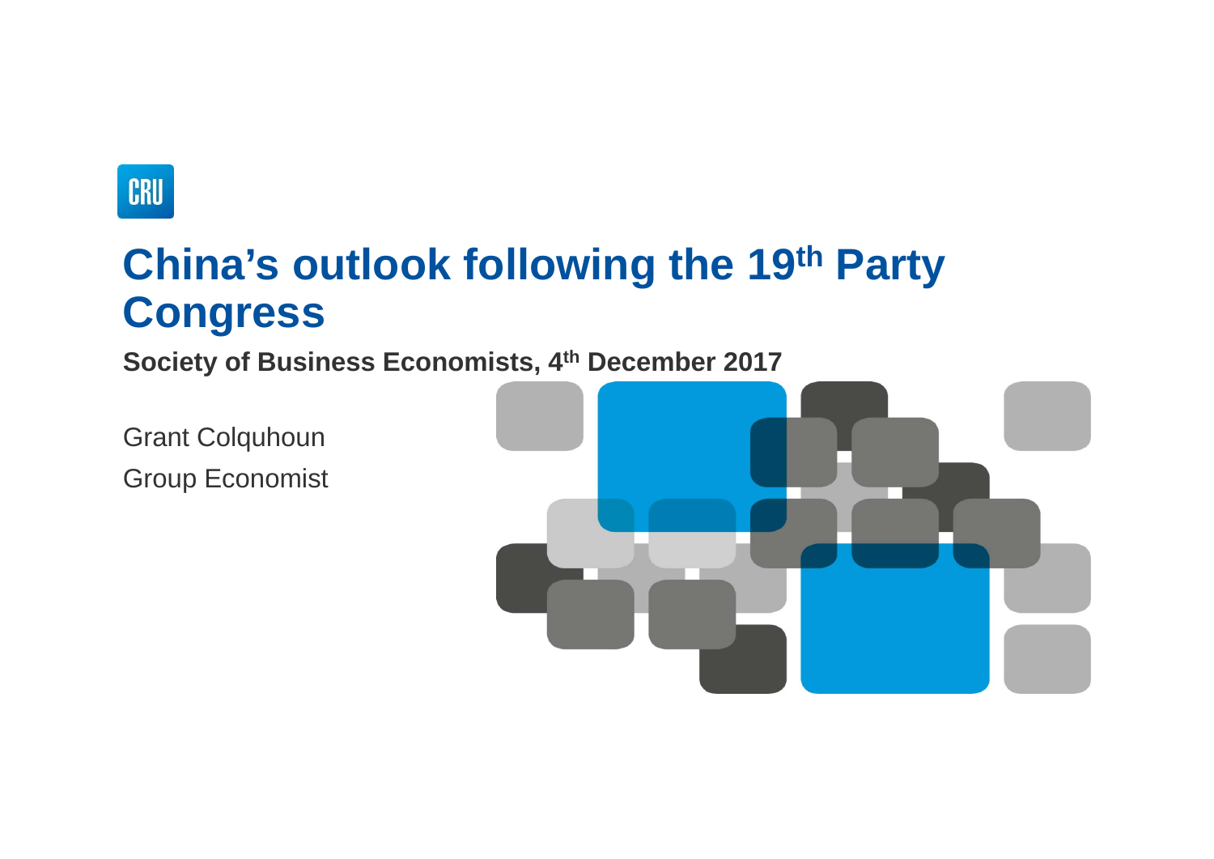CRU

# China's outlook following the 19th Party Congress

**Society of Business Economists, 4th December 2017**

Grant Colquhoun

Group Economist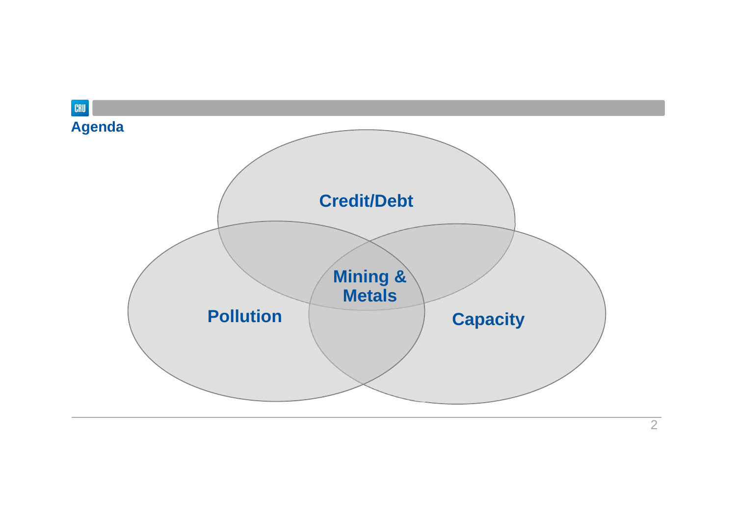## Agenda

Credit/Debt

Pollution

Mining & Metals

Capacity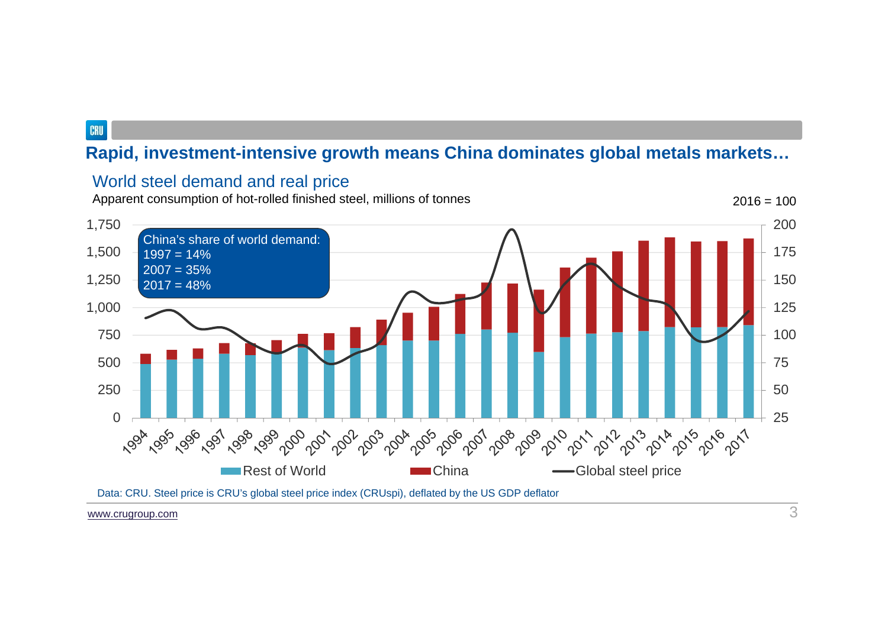## Rapid, investment-intensive growth means China dominates global metals markets…

### World steel demand and real price

Apparent consumption of hot-rolled finished steel, millions of tonnes

2016 = 100

China's share of world demand:
1997 = 14%
2007 = 35%
2017 = 48%

Rest of World | China | Global steel price

Data: CRU. Steel price is CRU's global steel price index (CRUspi), deflated by the US GDP deflator

www.crugroup.com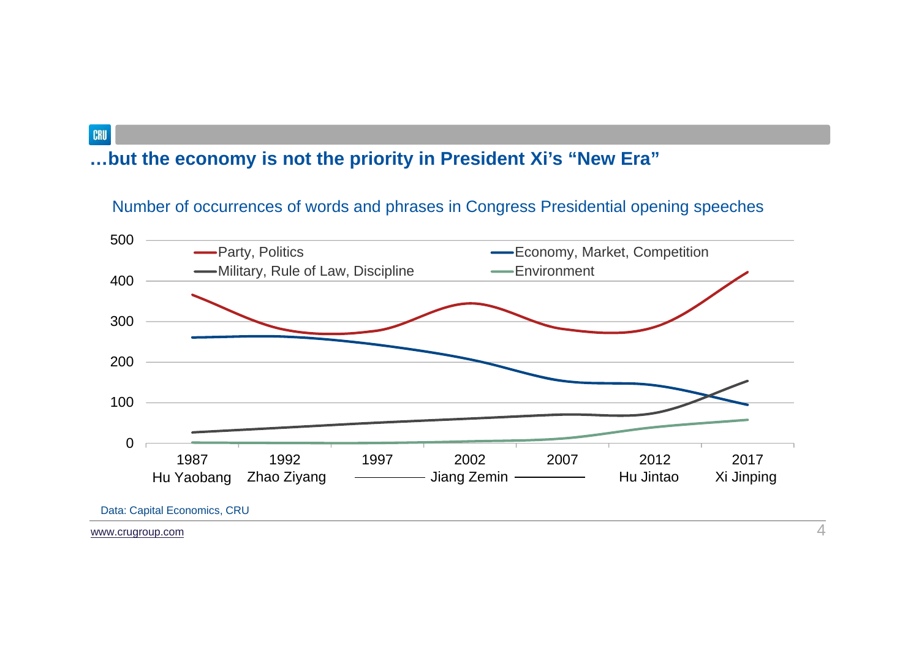## …but the economy is not the priority in President Xi's "New Era"

Number of occurrences of words and phrases in Congress Presidential opening speeches

Party, Politics | Economy, Market, Competition | Military, Rule of Law, Discipline | Environment

500, 400, 300, 200, 100, 0

1987 Hu Yaobang | 1992 Zhao Ziyang | 1997 | 2002 Jiang Zemin | 2007 | 2012 Hu Jintao | 2017 Xi Jinping

Data: Capital Economics, CRU

www.crugroup.com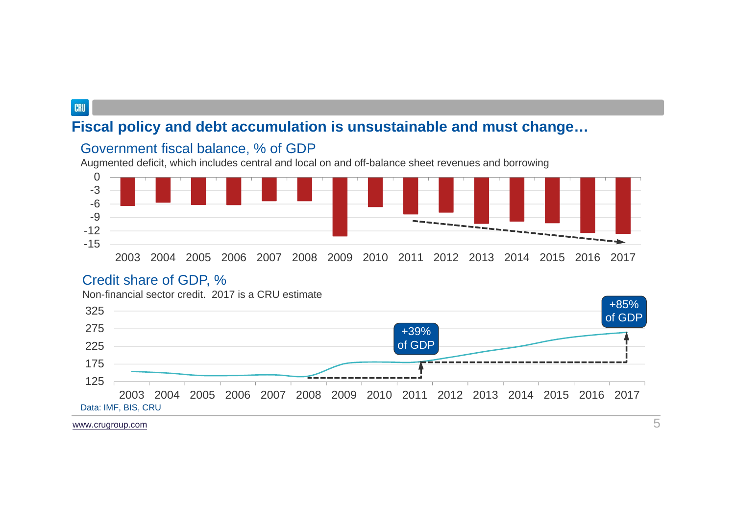## Fiscal policy and debt accumulation is unsustainable and must change…

### Government fiscal balance, % of GDP

Augmented deficit, which includes central and local on and off-balance sheet revenues and borrowing

0
-3
-6
-9
-12
-15

2003 2004 2005 2006 2007 2008 2009 2010 2011 2012 2013 2014 2015 2016 2017

### Credit share of GDP, %

Non-financial sector credit. 2017 is a CRU estimate

325
275
225
175
125

+39% of GDP

+85% of GDP

2003 2004 2005 2006 2007 2008 2009 2010 2011 2012 2013 2014 2015 2016 2017

Data: IMF, BIS, CRU

www.crugroup.com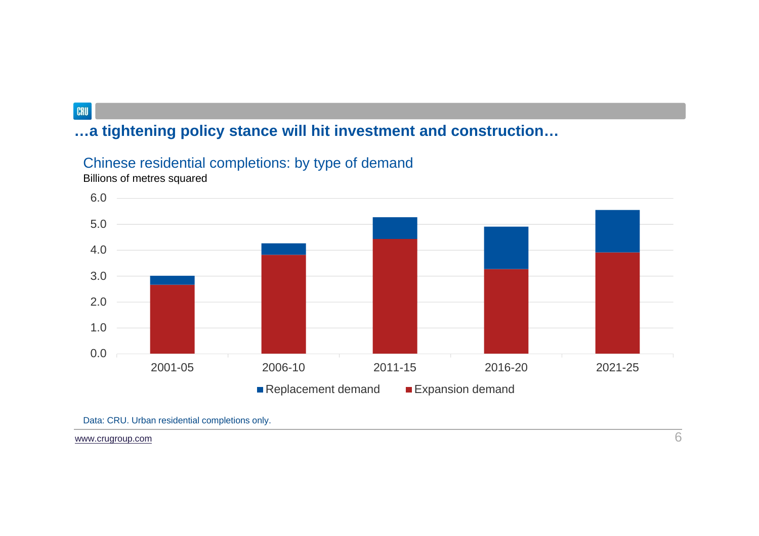## …a tightening policy stance will hit investment and construction…

Chinese residential completions: by type of demand

Billions of metres squared

6.0
5.0
4.0
3.0
2.0
1.0
0.0

2001-05 2006-10 2011-15 2016-20 2021-25

Replacement demand Expansion demand

Data: CRU. Urban residential completions only.

www.crugroup.com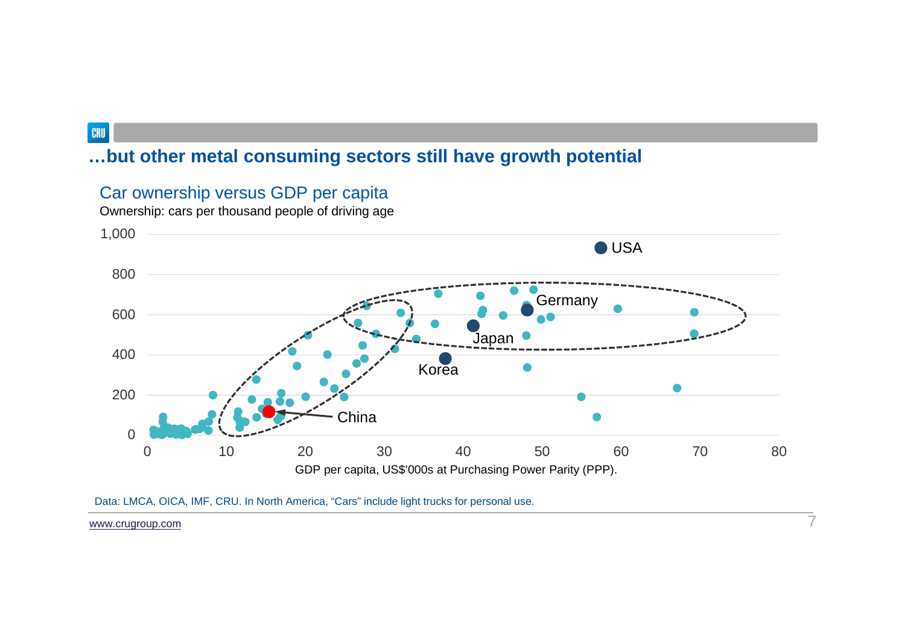## …but other metal consuming sectors still have growth potential

### Car ownership versus GDP per capita

Ownership: cars per thousand people of driving age

Y-axis: 0, 200, 400, 600, 800, 1,000

X-axis: 0, 10, 20, 30, 40, 50, 60, 70, 80

GDP per capita, US$'000s at Purchasing Power Parity (PPP).

Labels: USA, Germany, Japan, Korea, China

Data: LMCA, OICA, IMF, CRU. In North America, "Cars" include light trucks for personal use.

www.crugroup.com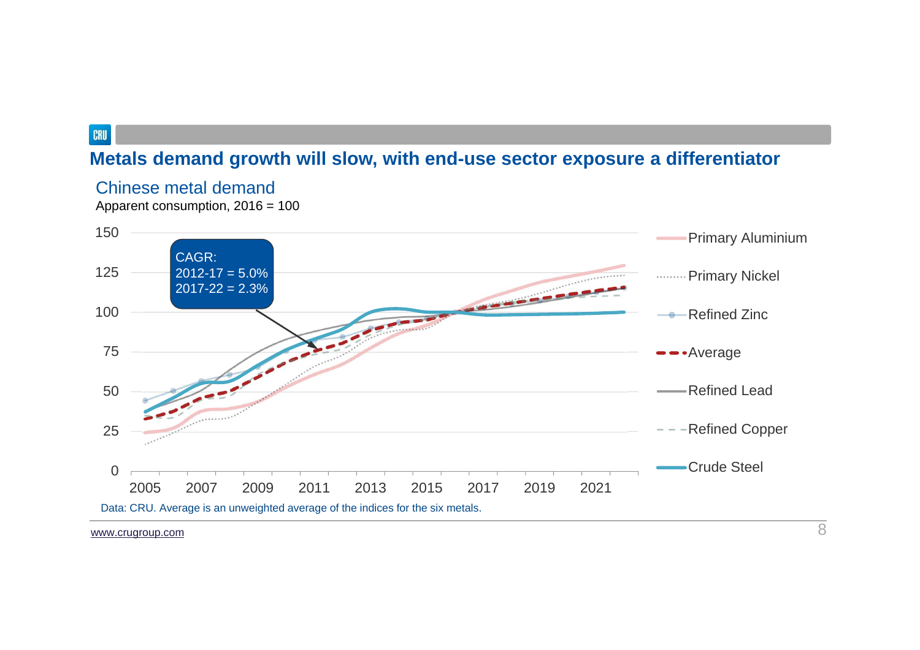# Metals demand growth will slow, with end-use sector exposure a differentiator

## Chinese metal demand

Apparent consumption, 2016 = 100

CAGR:
2012-17 = 5.0%
2017-22 = 2.3%

Primary Aluminium
Primary Nickel
Refined Zinc
Average
Refined Lead
Refined Copper
Crude Steel

Data: CRU. Average is an unweighted average of the indices for the six metals.

www.crugroup.com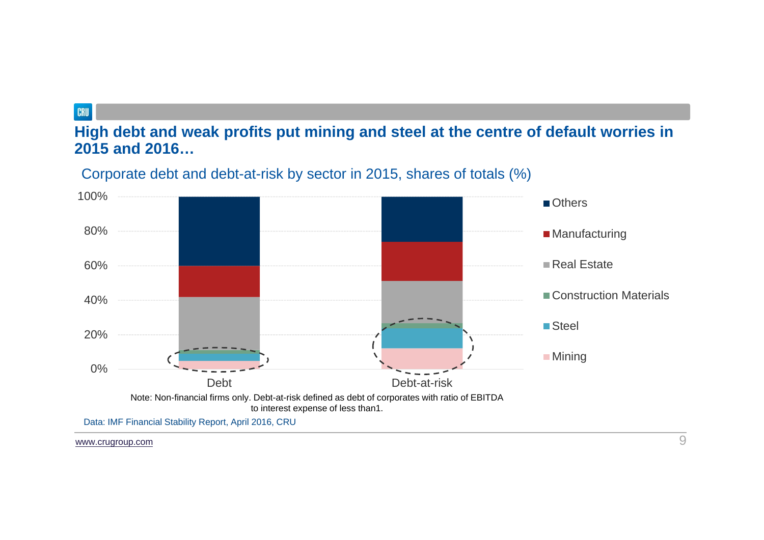# High debt and weak profits put mining and steel at the centre of default worries in 2015 and 2016…

Corporate debt and debt-at-risk by sector in 2015, shares of totals (%)

Note: Non-financial firms only. Debt-at-risk defined as debt of corporates with ratio of EBITDA to interest expense of less than1.

Data: IMF Financial Stability Report, April 2016, CRU

www.crugroup.com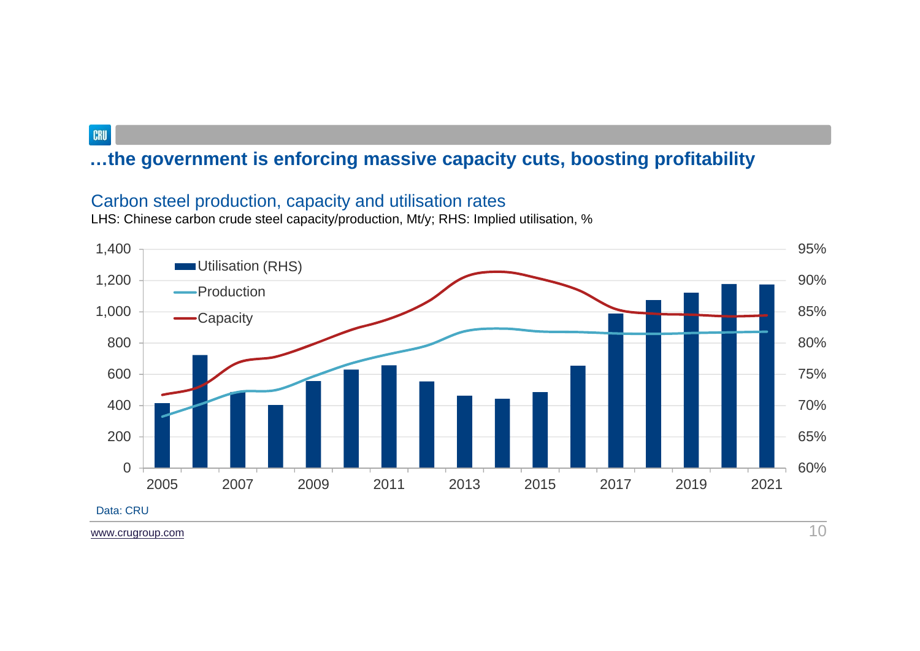## …the government is enforcing massive capacity cuts, boosting profitability

### Carbon steel production, capacity and utilisation rates

LHS: Chinese carbon crude steel capacity/production, Mt/y; RHS: Implied utilisation, %

Data: CRU

www.crugroup.com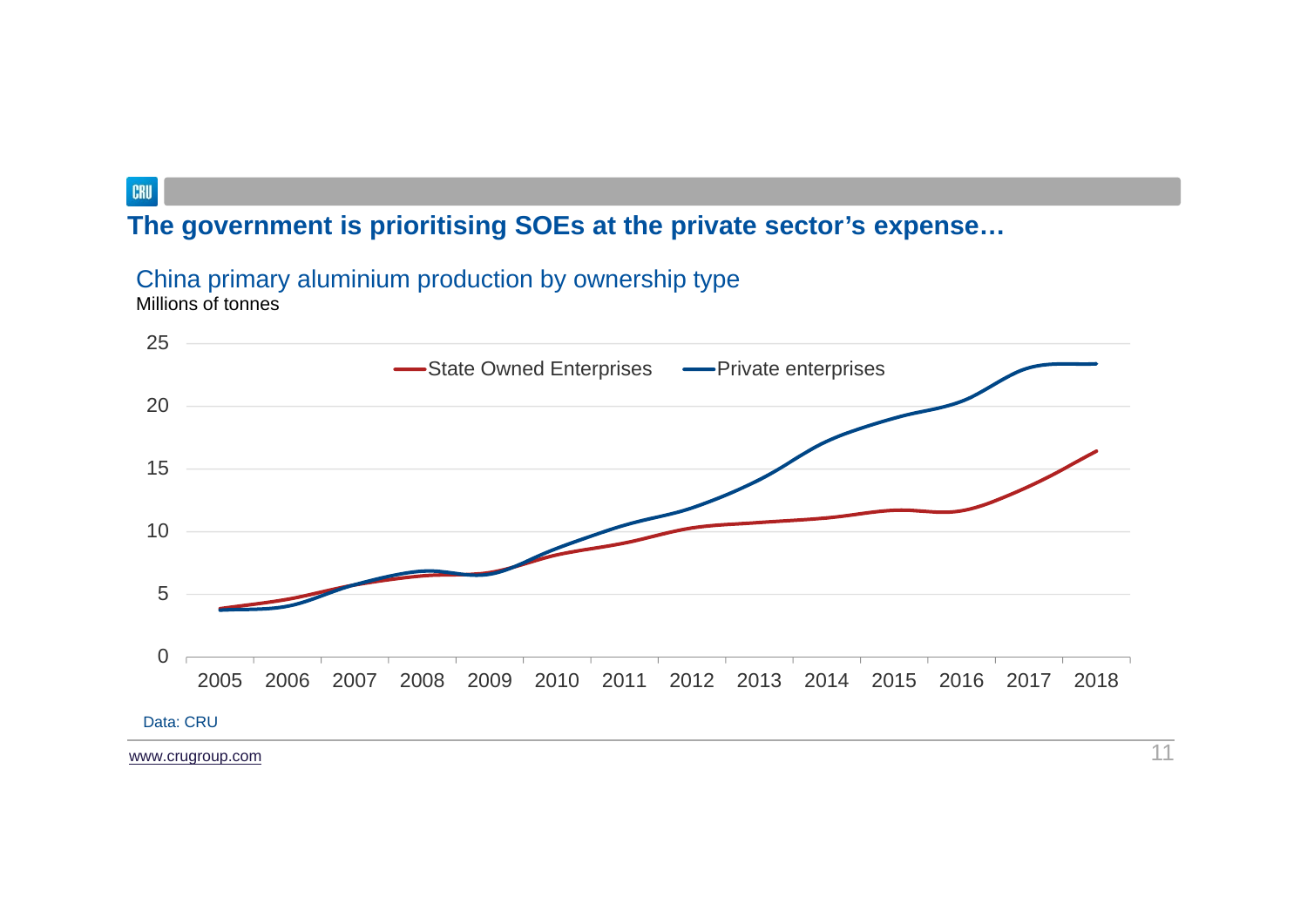## The government is prioritising SOEs at the private sector's expense…

China primary aluminium production by ownership type

Millions of tonnes

Data: CRU

www.crugroup.com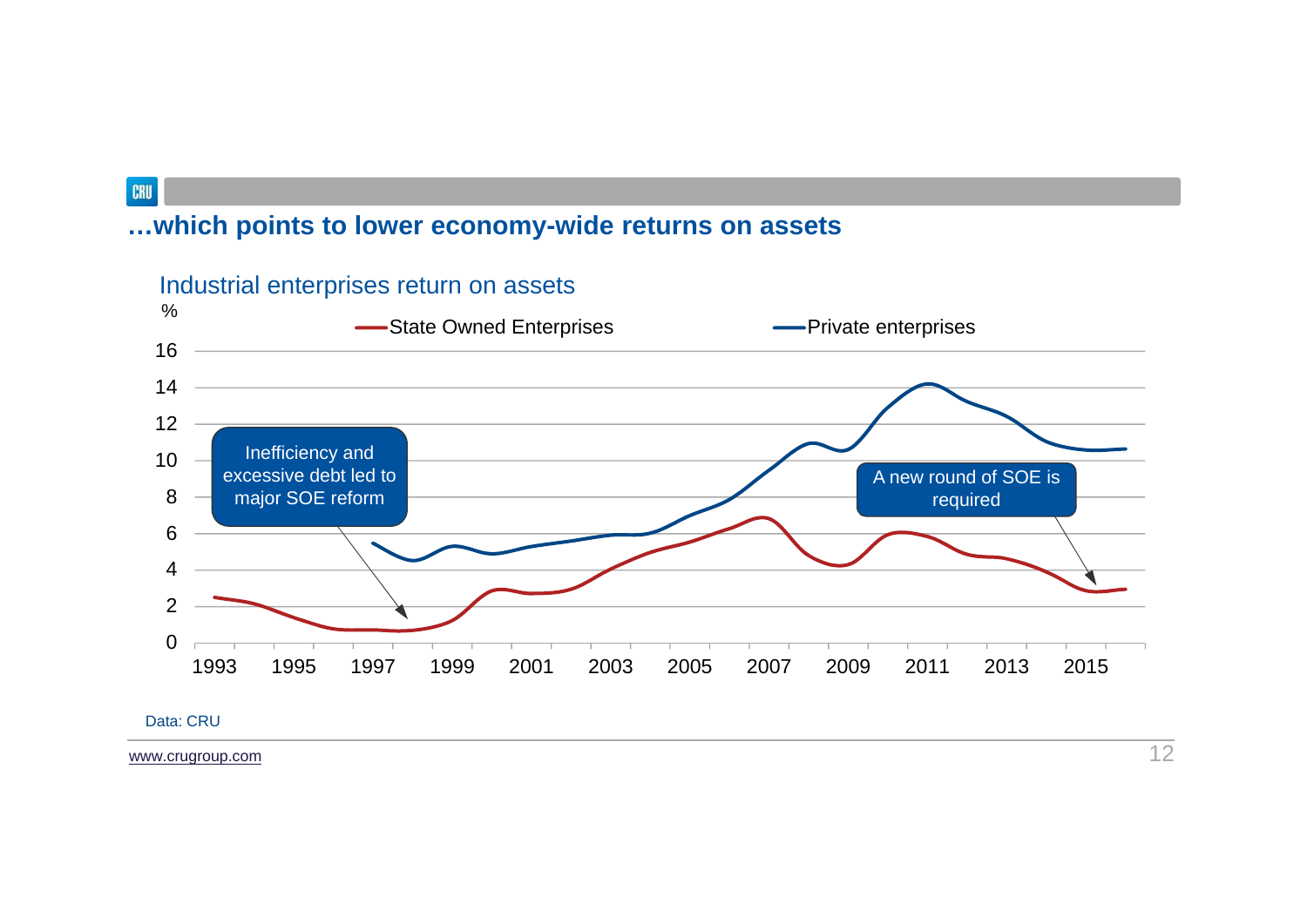## …which points to lower economy-wide returns on assets

Industrial enterprises return on assets

%

State Owned Enterprises — Private enterprises

Inefficiency and excessive debt led to major SOE reform

A new round of SOE is required

Data: CRU

www.crugroup.com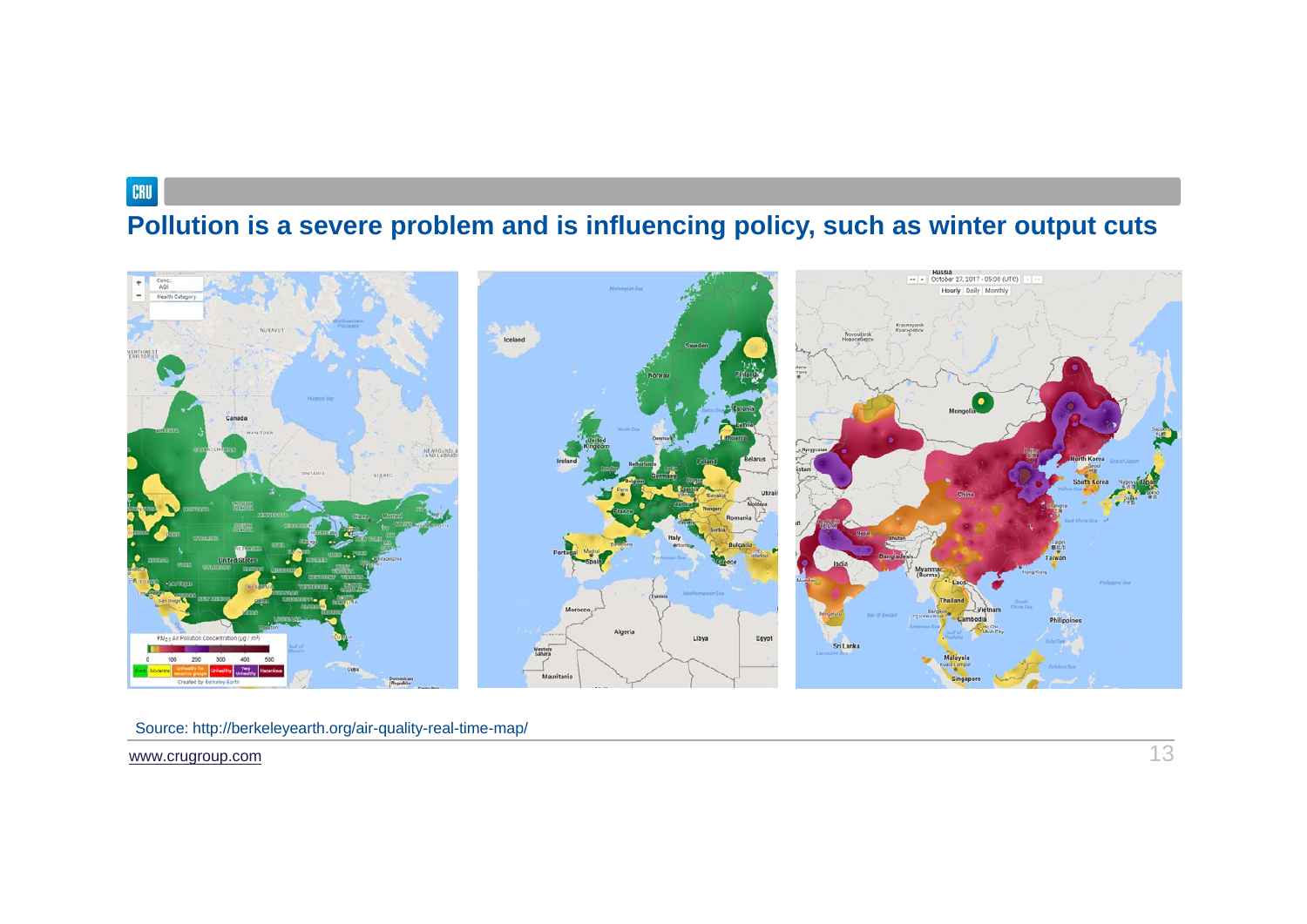# Pollution is a severe problem and is influencing policy, such as winter output cuts

Source: http://berkeleyearth.org/air-quality-real-time-map/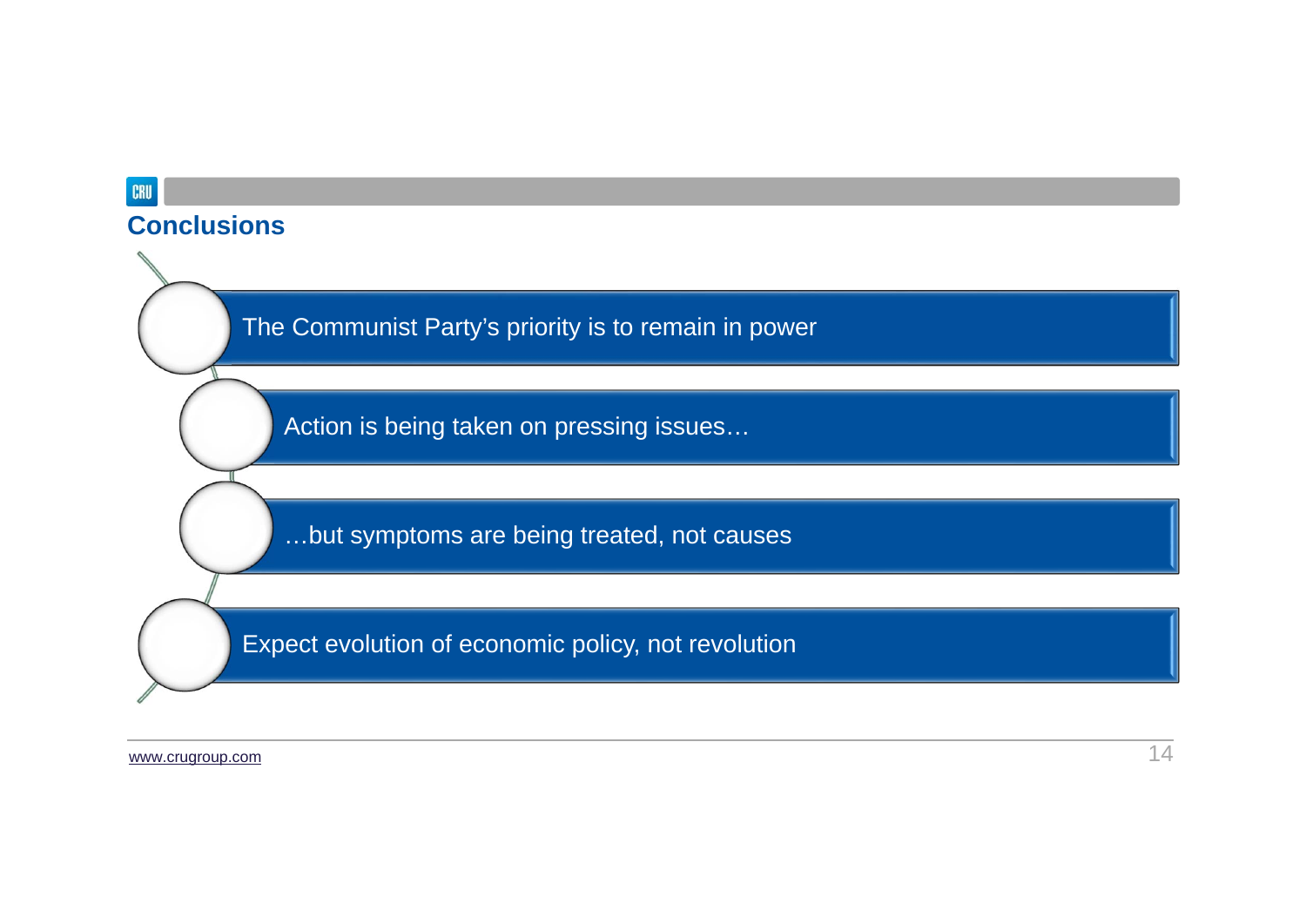## Conclusions

- The Communist Party's priority is to remain in power
- Action is being taken on pressing issues…
- …but symptoms are being treated, not causes
- Expect evolution of economic policy, not revolution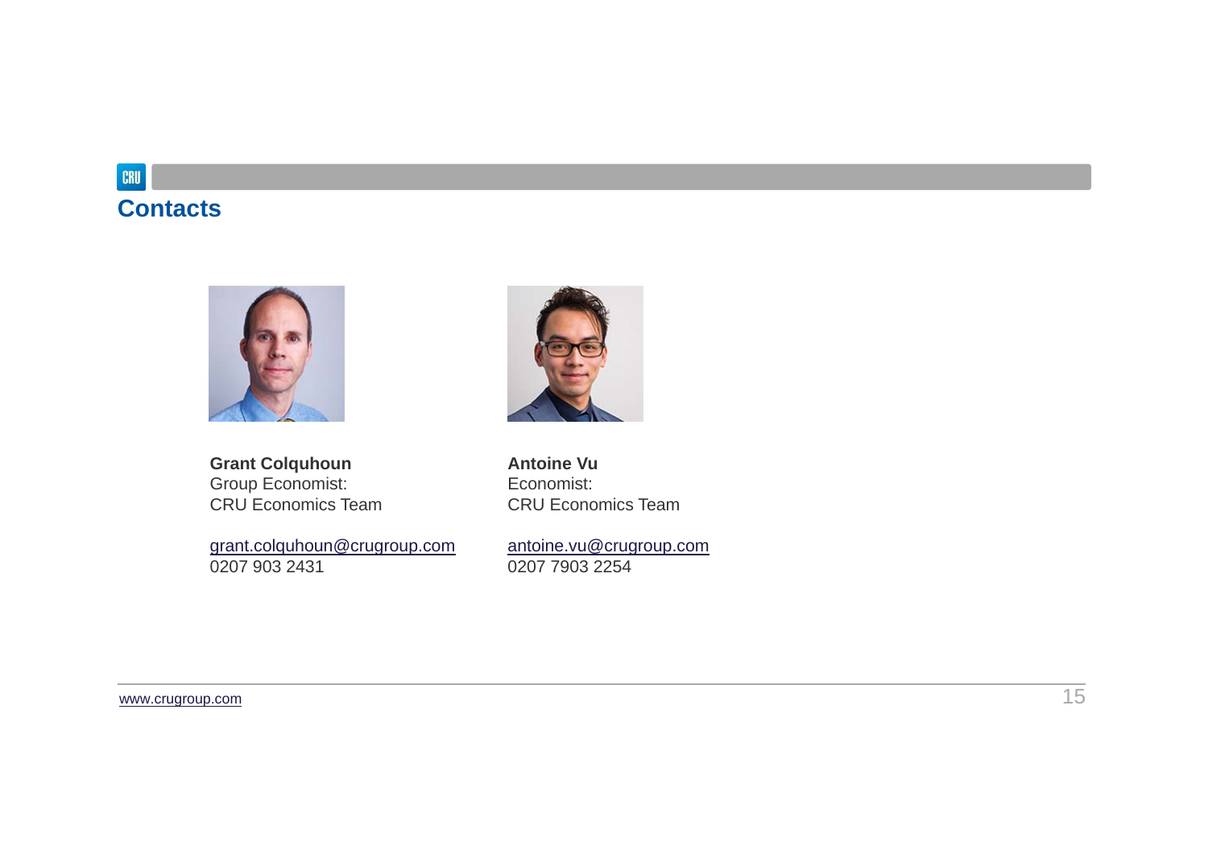# Contacts

**Grant Colquhoun**
Group Economist:
CRU Economics Team

grant.colquhoun@crugroup.com
0207 903 2431

**Antoine Vu**
Economist:
CRU Economics Team

antoine.vu@crugroup.com
0207 7903 2254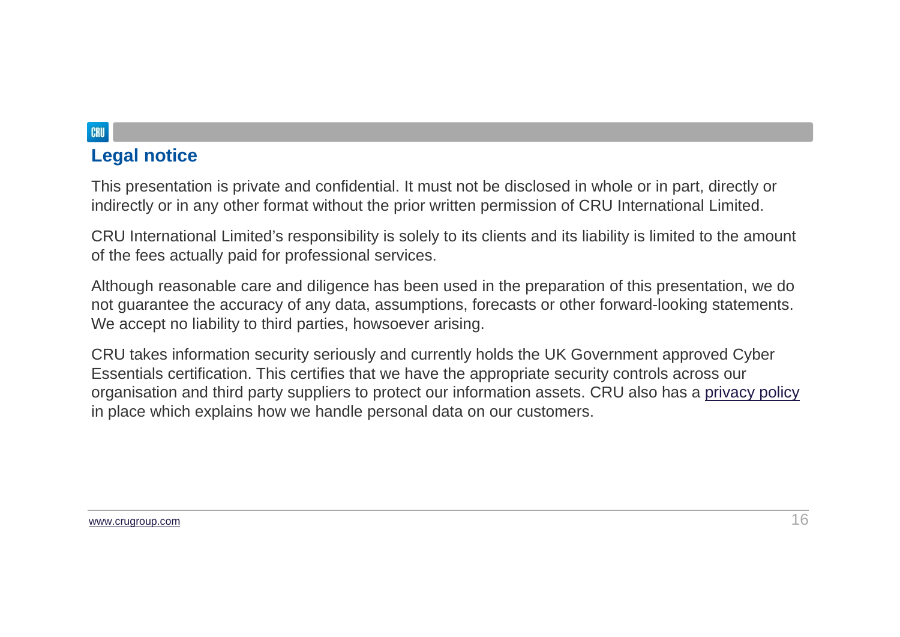## Legal notice

This presentation is private and confidential. It must not be disclosed in whole or in part, directly or indirectly or in any other format without the prior written permission of CRU International Limited.

CRU International Limited's responsibility is solely to its clients and its liability is limited to the amount of the fees actually paid for professional services.

Although reasonable care and diligence has been used in the preparation of this presentation, we do not guarantee the accuracy of any data, assumptions, forecasts or other forward-looking statements. We accept no liability to third parties, howsoever arising.

CRU takes information security seriously and currently holds the UK Government approved Cyber Essentials certification. This certifies that we have the appropriate security controls across our organisation and third party suppliers to protect our information assets. CRU also has a privacy policy in place which explains how we handle personal data on our customers.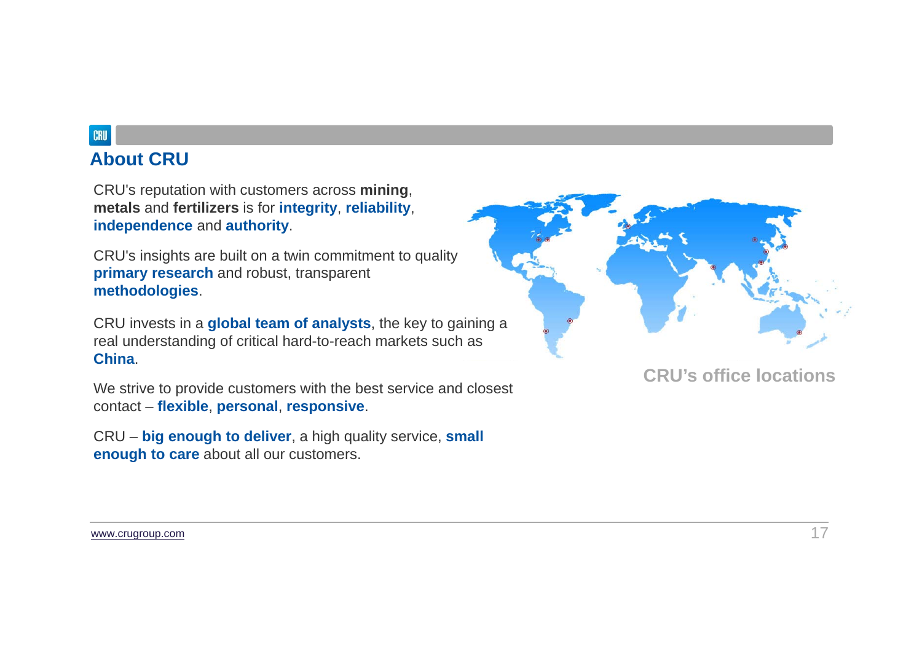## About CRU

CRU's reputation with customers across **mining**, **metals** and **fertilizers** is for **integrity**, **reliability**, **independence** and **authority**.

CRU's insights are built on a twin commitment to quality **primary research** and robust, transparent **methodologies**.

CRU invests in a **global team of analysts**, the key to gaining a real understanding of critical hard-to-reach markets such as **China**.

We strive to provide customers with the best service and closest contact – **flexible**, **personal**, **responsive**.

CRU – **big enough to deliver**, a high quality service, **small enough to care** about all our customers.

CRU's office locations

www.crugroup.com